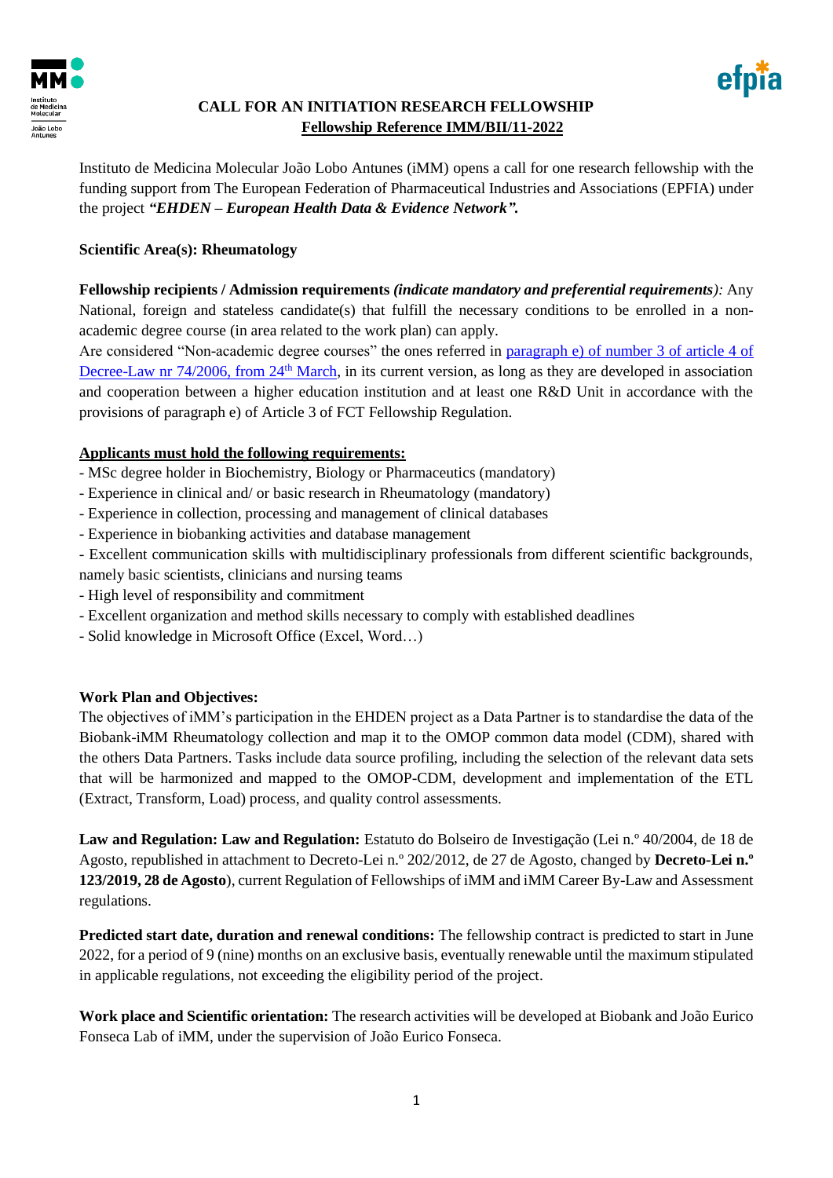# CALL FOR AN INITIATION RESEARCH FELLOWSHIP

## Fellowship Reference IMM/BII/11-2022

Instituto de Medicina Molecular João Lobo Antunes (iMM) opens a call for one research fellowship with the funding support from The European Federation of Pharmaceutical Industries and Associations (EPFIA) under the project ***"EHDEN – European Health Data & Evidence Network".***

**Scientific Area(s): Rheumatology**

**Fellowship recipients / Admission requirements *(indicate mandatory and preferential requirements)*:** Any National, foreign and stateless candidate(s) that fulfill the necessary conditions to be enrolled in a non-academic degree course (in area related to the work plan) can apply.

Are considered "Non-academic degree courses" the ones referred in paragraph e) of number 3 of article 4 of Decree-Law nr 74/2006, from 24th March, in its current version, as long as they are developed in association and cooperation between a higher education institution and at least one R&D Unit in accordance with the provisions of paragraph e) of Article 3 of FCT Fellowship Regulation.

**Applicants must hold the following requirements:**

- MSc degree holder in Biochemistry, Biology or Pharmaceutics (mandatory)
- Experience in clinical and/ or basic research in Rheumatology (mandatory)
- Experience in collection, processing and management of clinical databases
- Experience in biobanking activities and database management
- Excellent communication skills with multidisciplinary professionals from different scientific backgrounds, namely basic scientists, clinicians and nursing teams
- High level of responsibility and commitment
- Excellent organization and method skills necessary to comply with established deadlines
- Solid knowledge in Microsoft Office (Excel, Word…)

**Work Plan and Objectives:**

The objectives of iMM's participation in the EHDEN project as a Data Partner is to standardise the data of the Biobank-iMM Rheumatology collection and map it to the OMOP common data model (CDM), shared with the others Data Partners. Tasks include data source profiling, including the selection of the relevant data sets that will be harmonized and mapped to the OMOP-CDM, development and implementation of the ETL (Extract, Transform, Load) process, and quality control assessments.

**Law and Regulation: Law and Regulation:** Estatuto do Bolseiro de Investigação (Lei n.º 40/2004, de 18 de Agosto, republished in attachment to Decreto-Lei n.º 202/2012, de 27 de Agosto, changed by **Decreto-Lei n.º 123/2019, 28 de Agosto**), current Regulation of Fellowships of iMM and iMM Career By-Law and Assessment regulations.

**Predicted start date, duration and renewal conditions:** The fellowship contract is predicted to start in June 2022, for a period of 9 (nine) months on an exclusive basis, eventually renewable until the maximum stipulated in applicable regulations, not exceeding the eligibility period of the project.

**Work place and Scientific orientation:** The research activities will be developed at Biobank and João Eurico Fonseca Lab of iMM, under the supervision of João Eurico Fonseca.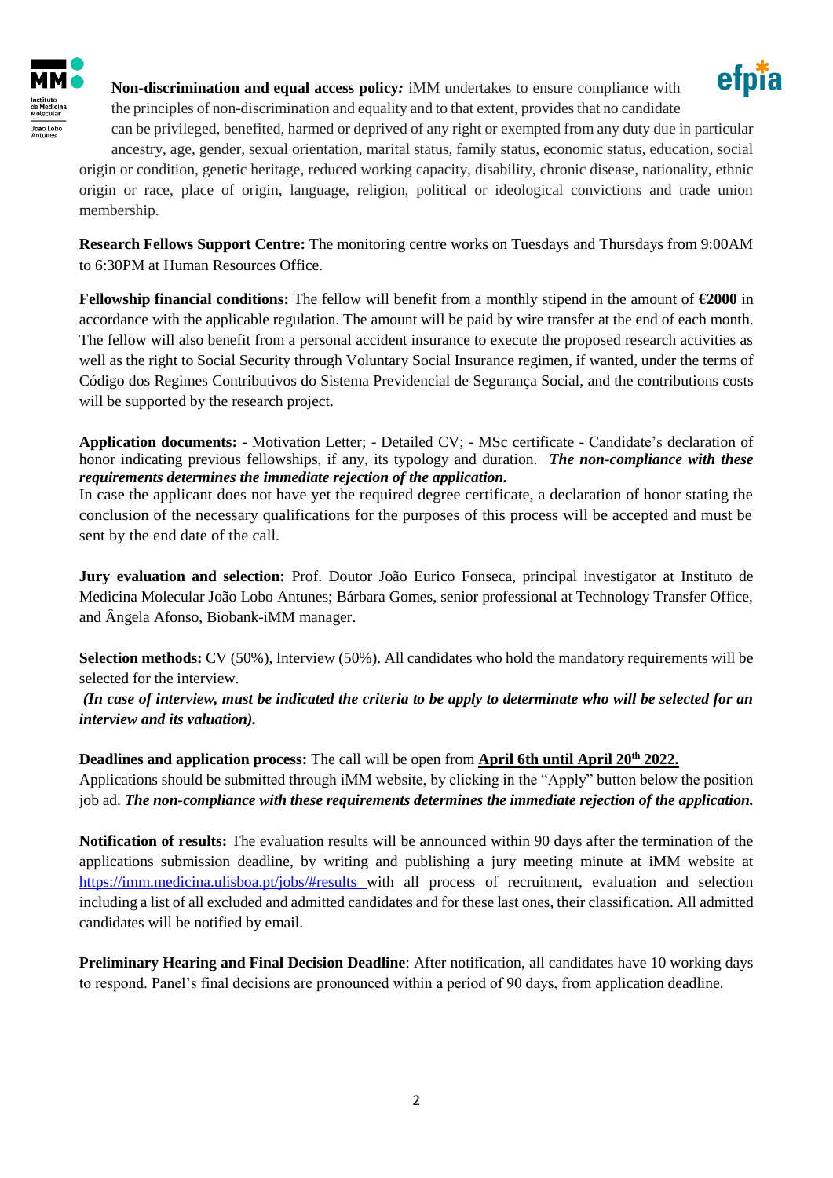**Non-discrimination and equal access policy***:* iMM undertakes to ensure compliance with the principles of non-discrimination and equality and to that extent, provides that no candidate can be privileged, benefited, harmed or deprived of any right or exempted from any duty due in particular ancestry, age, gender, sexual orientation, marital status, family status, economic status, education, social origin or condition, genetic heritage, reduced working capacity, disability, chronic disease, nationality, ethnic origin or race, place of origin, language, religion, political or ideological convictions and trade union membership.

**Research Fellows Support Centre:** The monitoring centre works on Tuesdays and Thursdays from 9:00AM to 6:30PM at Human Resources Office.

**Fellowship financial conditions:** The fellow will benefit from a monthly stipend in the amount of **€2000** in accordance with the applicable regulation. The amount will be paid by wire transfer at the end of each month. The fellow will also benefit from a personal accident insurance to execute the proposed research activities as well as the right to Social Security through Voluntary Social Insurance regimen, if wanted, under the terms of Código dos Regimes Contributivos do Sistema Previdencial de Segurança Social, and the contributions costs will be supported by the research project.

**Application documents:** - Motivation Letter; - Detailed CV; - MSc certificate - Candidate's declaration of honor indicating previous fellowships, if any, its typology and duration. ***The non-compliance with these requirements determines the immediate rejection of the application.***
In case the applicant does not have yet the required degree certificate, a declaration of honor stating the conclusion of the necessary qualifications for the purposes of this process will be accepted and must be sent by the end date of the call.

**Jury evaluation and selection:** Prof. Doutor João Eurico Fonseca, principal investigator at Instituto de Medicina Molecular João Lobo Antunes; Bárbara Gomes, senior professional at Technology Transfer Office, and Ângela Afonso, Biobank-iMM manager.

**Selection methods:** CV (50%), Interview (50%). All candidates who hold the mandatory requirements will be selected for the interview.
***(In case of interview, must be indicated the criteria to be apply to determinate who will be selected for an interview and its valuation).***

**Deadlines and application process:** The call will be open from **April 6th until April 20th 2022.**
Applications should be submitted through iMM website, by clicking in the "Apply" button below the position job ad. ***The non-compliance with these requirements determines the immediate rejection of the application.***

**Notification of results:** The evaluation results will be announced within 90 days after the termination of the applications submission deadline, by writing and publishing a jury meeting minute at iMM website at https://imm.medicina.ulisboa.pt/jobs/#results with all process of recruitment, evaluation and selection including a list of all excluded and admitted candidates and for these last ones, their classification. All admitted candidates will be notified by email.

**Preliminary Hearing and Final Decision Deadline**: After notification, all candidates have 10 working days to respond. Panel's final decisions are pronounced within a period of 90 days, from application deadline.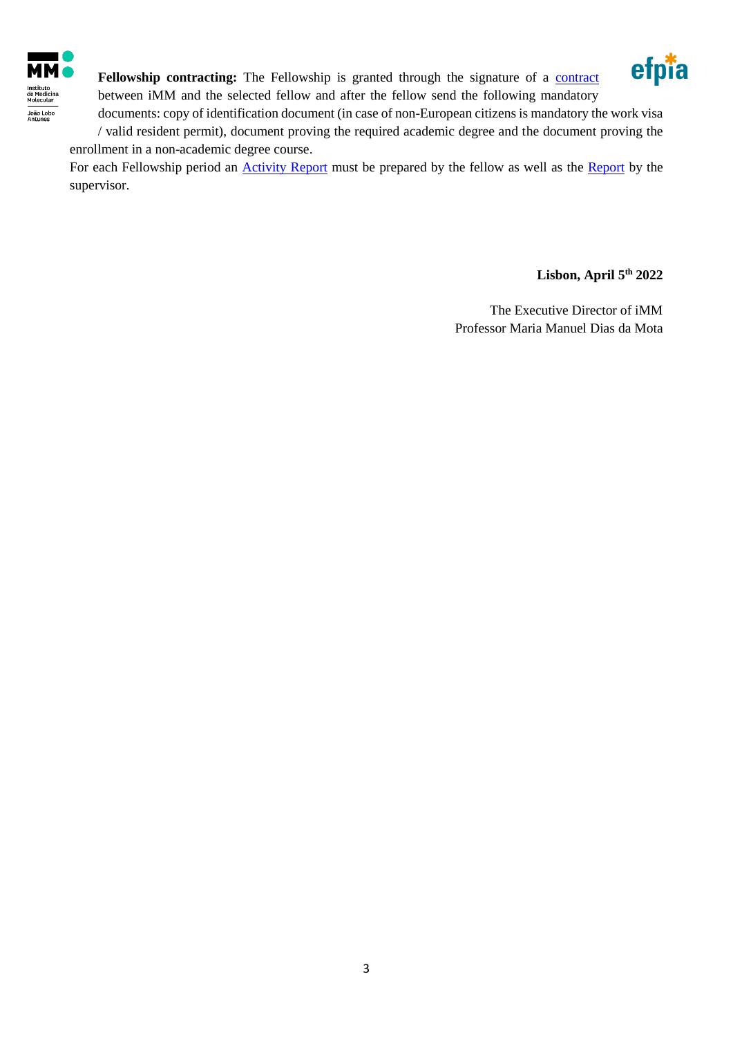**Fellowship contracting:** The Fellowship is granted through the signature of a contract between iMM and the selected fellow and after the fellow send the following mandatory documents: copy of identification document (in case of non-European citizens is mandatory the work visa / valid resident permit), document proving the required academic degree and the document proving the enrollment in a non-academic degree course.

For each Fellowship period an Activity Report must be prepared by the fellow as well as the Report by the supervisor.

**Lisbon, April 5th 2022**

The Executive Director of iMM
Professor Maria Manuel Dias da Mota